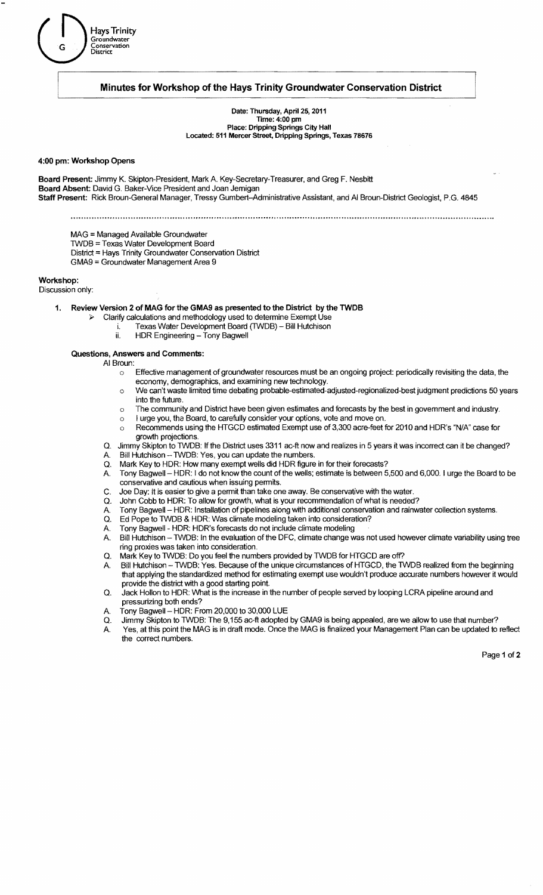Hays Trinity Groundwater Conservation District

# Minutes for Workshop of the Hays Trinity Groundwater Conservation District

**Date: Thursday, April 25, 2011**
**Time: 4:00 pm**
**Place: Dripping Springs City Hall**
**Located: 511 Mercer Street, Dripping Springs, Texas 78676**

**4:00 pm: Workshop Opens**

**Board Present:** Jimmy K. Skipton-President, Mark A. Key-Secretary-Treasurer, and Greg F. Nesbitt
**Board Absent:** David G. Baker-Vice President and Joan Jernigan
**Staff Present:** Rick Broun-General Manager, Tressy Gumbert–Administrative Assistant, and Al Broun-District Geologist, P.G. 4845

MAG = Managed Available Groundwater
TWDB = Texas Water Development Board
District = Hays Trinity Groundwater Conservation District
GMA9 = Groundwater Management Area 9

**Workshop:**
Discussion only:

1. **Review Version 2 of MAG for the GMA9 as presented to the District by the TWDB**
   - Clarify calculations and methodology used to determine Exempt Use
     - i. Texas Water Development Board (TWDB) – Bill Hutchison
     - ii. HDR Engineering – Tony Bagwell

**Questions, Answers and Comments:**

Al Broun:
- Effective management of groundwater resources must be an ongoing project: periodically revisiting the data, the economy, demographics, and examining new technology.
- We can't waste limited time debating probable-estimated-adjusted-regionalized-best judgment predictions 50 years into the future.
- The community and District have been given estimates and forecasts by the best in government and industry.
- I urge you, the Board, to carefully consider your options, vote and move on.
- Recommends using the HTGCD estimated Exempt use of 3,300 acre-feet for 2010 and HDR's "N/A" case for growth projections.

Q. Jimmy Skipton to TWDB: If the District uses 3311 ac-ft now and realizes in 5 years it was incorrect can it be changed?
A. Bill Hutchison – TWDB: Yes, you can update the numbers.
Q. Mark Key to HDR: How many exempt wells did HDR figure in for their forecasts?
A. Tony Bagwell – HDR: I do not know the count of the wells; estimate is between 5,500 and 6,000. I urge the Board to be conservative and cautious when issuing permits.
C. Joe Day: It is easier to give a permit than take one away. Be conservative with the water.
Q. John Cobb to HDR: To allow for growth, what is your recommendation of what is needed?
A. Tony Bagwell – HDR: Installation of pipelines along with additional conservation and rainwater collection systems.
Q. Ed Pope to TWDB & HDR: Was climate modeling taken into consideration?
A. Tony Bagwell - HDR: HDR's forecasts do not include climate modeling
A. Bill Hutchison – TWDB: In the evaluation of the DFC, climate change was not used however climate variability using tree ring proxies was taken into consideration.
Q. Mark Key to TWDB: Do you feel the numbers provided by TWDB for HTGCD are off?
A. Bill Hutchison – TWDB: Yes. Because of the unique circumstances of HTGCD, the TWDB realized from the beginning that applying the standardized method for estimating exempt use wouldn't produce accurate numbers however it would provide the district with a good starting point.
Q. Jack Hollon to HDR: What is the increase in the number of people served by looping LCRA pipeline around and pressurizing both ends?
A. Tony Bagwell – HDR: From 20,000 to 30,000 LUE
Q. Jimmy Skipton to TWDB: The 9,155 ac-ft adopted by GMA9 is being appealed, are we allow to use that number?
A. Yes, at this point the MAG is in draft mode. Once the MAG is finalized your Management Plan can be updated to reflect the correct numbers.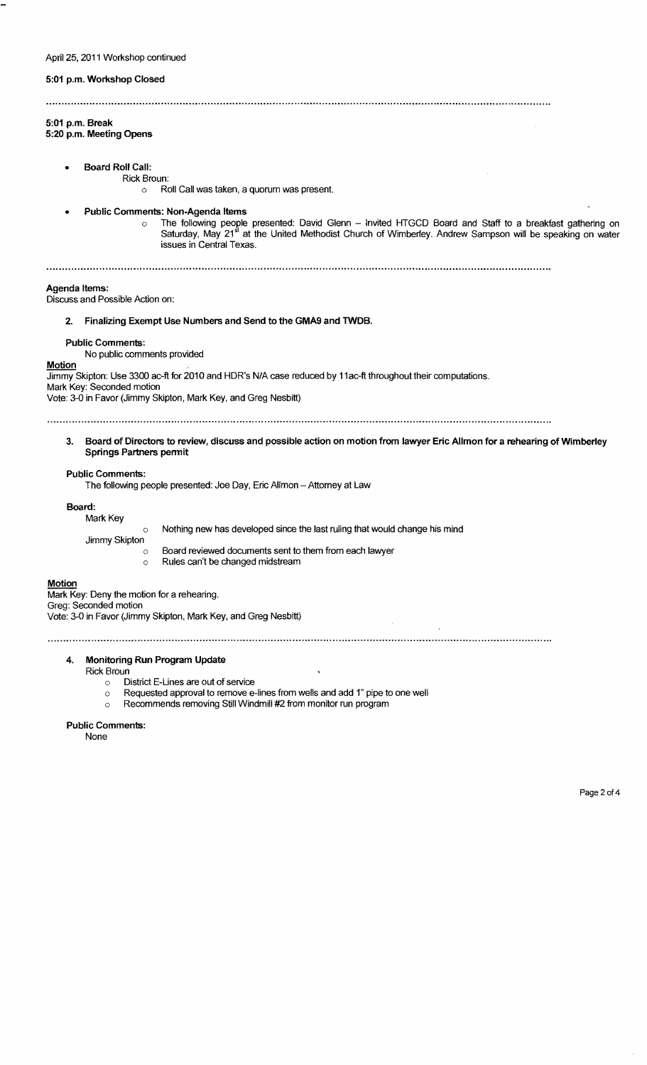April 25, 2011 Workshop continued

**5:01 p.m. Workshop Closed**

---

**5:01 p.m. Break**
**5:20 p.m. Meeting Opens**

- **Board Roll Call:**
  - Rick Broun:
    - Roll Call was taken, a quorum was present.
- **Public Comments: Non-Agenda Items**
  - The following people presented: David Glenn – Invited HTGCD Board and Staff to a breakfast gathering on Saturday, May 21st at the United Methodist Church of Wimberley. Andrew Sampson will be speaking on water issues in Central Texas.

---

**Agenda Items:**
Discuss and Possible Action on:

**2. Finalizing Exempt Use Numbers and Send to the GMA9 and TWDB.**

**Public Comments:**
No public comments provided

**Motion**
Jimmy Skipton: Use 3300 ac-ft for 2010 and HDR's N/A case reduced by 11ac-ft throughout their computations.
Mark Key: Seconded motion
Vote: 3-0 in Favor (Jimmy Skipton, Mark Key, and Greg Nesbitt)

---

**3. Board of Directors to review, discuss and possible action on motion from lawyer Eric Allmon for a rehearing of Wimberley Springs Partners permit**

**Public Comments:**
The following people presented: Joe Day, Eric Allmon – Attorney at Law

**Board:**
- Mark Key
  - Nothing new has developed since the last ruling that would change his mind
- Jimmy Skipton
  - Board reviewed documents sent to them from each lawyer
  - Rules can't be changed midstream

**Motion**
Mark Key: Deny the motion for a rehearing.
Greg: Seconded motion
Vote: 3-0 in Favor (Jimmy Skipton, Mark Key, and Greg Nesbitt)

---

**4. Monitoring Run Program Update**

- Rick Broun
  - District E-Lines are out of service
  - Requested approval to remove e-lines from wells and add 1" pipe to one well
  - Recommends removing Still Windmill #2 from monitor run program

**Public Comments:**
None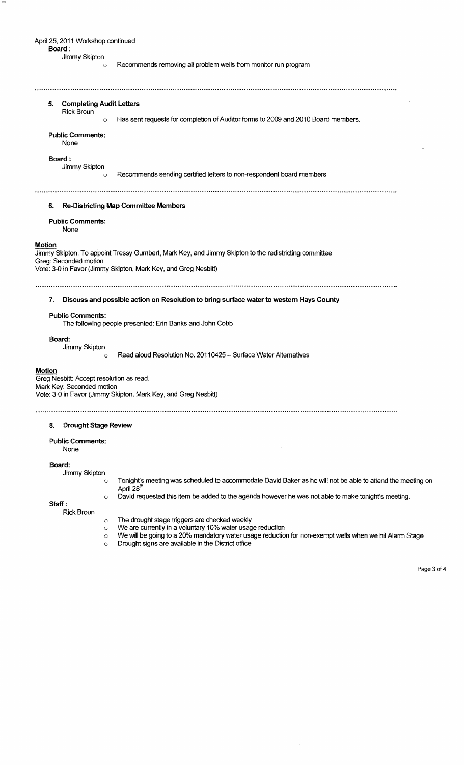April 25, 2011 Workshop continued

**Board :**

Jimmy Skipton

- Recommends removing all problem wells from monitor run program

---

### 5. Completing Audit Letters

Rick Broun

- Has sent requests for completion of Auditor forms to 2009 and 2010 Board members.

**Public Comments:**

None

**Board :**

Jimmy Skipton

- Recommends sending certified letters to non-respondent board members

---

### 6. Re-Districting Map Committee Members

**Public Comments:**

None

**Motion**

Jimmy Skipton: To appoint Tressy Gumbert, Mark Key, and Jimmy Skipton to the redistricting committee
Greg: Seconded motion
Vote: 3-0 in Favor (Jimmy Skipton, Mark Key, and Greg Nesbitt)

---

### 7. Discuss and possible action on Resolution to bring surface water to western Hays County

**Public Comments:**

The following people presented: Erin Banks and John Cobb

**Board:**

Jimmy Skipton

- Read aloud Resolution No. 20110425 – Surface Water Alternatives

**Motion**

Greg Nesbitt: Accept resolution as read.
Mark Key: Seconded motion
Vote: 3-0 in Favor (Jimmy Skipton, Mark Key, and Greg Nesbitt)

---

### 8. Drought Stage Review

**Public Comments:**

None

**Board:**

Jimmy Skipton

- Tonight's meeting was scheduled to accommodate David Baker as he will not be able to attend the meeting on April 28th
- David requested this item be added to the agenda however he was not able to make tonight's meeting.

**Staff :**

Rick Broun

- The drought stage triggers are checked weekly
- We are currently in a voluntary 10% water usage reduction
- We will be going to a 20% mandatory water usage reduction for non-exempt wells when we hit Alarm Stage
- Drought signs are available in the District office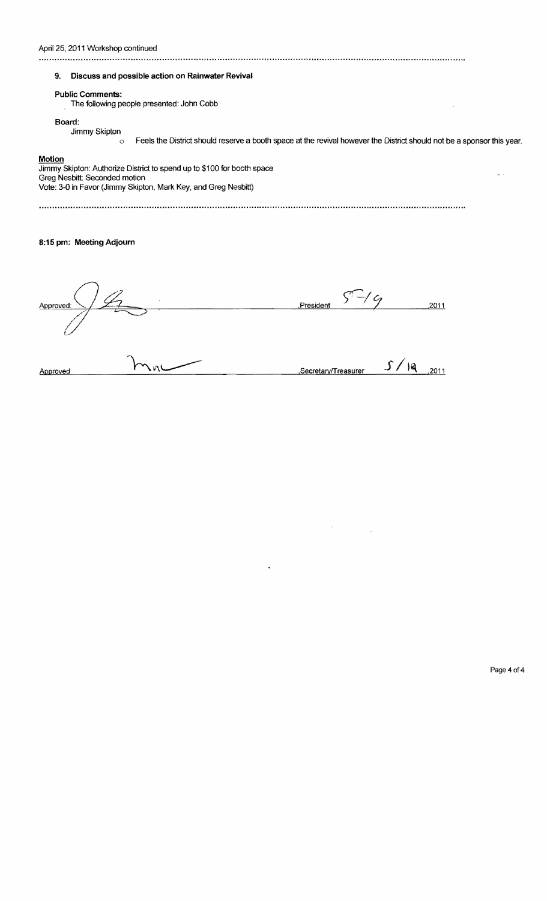April 25, 2011 Workshop continued

### 9. Discuss and possible action on Rainwater Revival

**Public Comments:**

The following people presented: John Cobb

**Board:**

Jimmy Skipton

- Feels the District should reserve a booth space at the revival however the District should not be a sponsor this year.

**Motion**

Jimmy Skipton: Authorize District to spend up to $100 for booth space
Greg Nesbitt: Seconded motion
Vote: 3-0 in Favor (Jimmy Skipton, Mark Key, and Greg Nesbitt)

**8:15 pm: Meeting Adjourn**

Approved: [signature] ,President 5-19 ,2011

Approved [signature] ,Secretary/Treasurer 5/19 ,2011